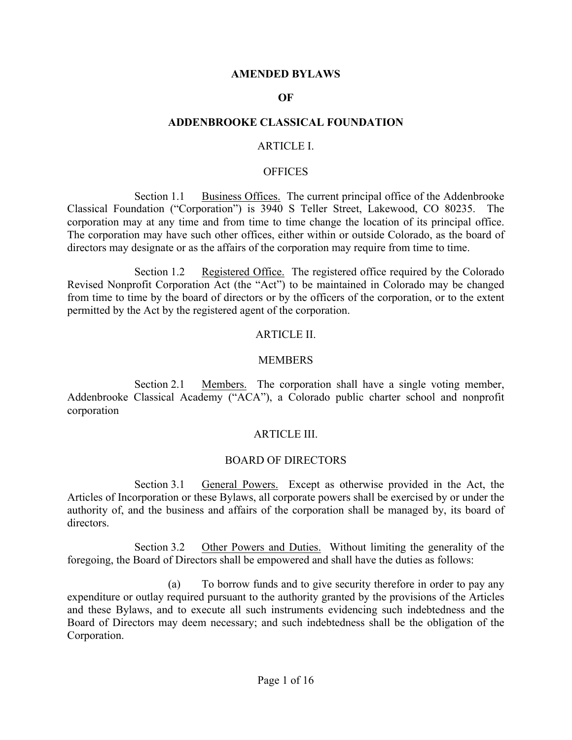# AMENDED BYLAWS

# OF

# ADDENBROOKE CLASSICAL FOUNDATION

## ARTICLE I.

## OFFICES

Section 1.1 Business Offices. The current principal office of the Addenbrooke Classical Foundation ("Corporation") is 3940 S Teller Street, Lakewood, CO 80235. The corporation may at any time and from time to time change the location of its principal office. The corporation may have such other offices, either within or outside Colorado, as the board of directors may designate or as the affairs of the corporation may require from time to time.

Section 1.2 Registered Office. The registered office required by the Colorado Revised Nonprofit Corporation Act (the "Act") to be maintained in Colorado may be changed from time to time by the board of directors or by the officers of the corporation, or to the extent permitted by the Act by the registered agent of the corporation.

## ARTICLE II.

## MEMBERS

Section 2.1 Members. The corporation shall have a single voting member, Addenbrooke Classical Academy ("ACA"), a Colorado public charter school and nonprofit corporation

## ARTICLE III.

## BOARD OF DIRECTORS

Section 3.1 General Powers. Except as otherwise provided in the Act, the Articles of Incorporation or these Bylaws, all corporate powers shall be exercised by or under the authority of, and the business and affairs of the corporation shall be managed by, its board of directors.

Section 3.2 Other Powers and Duties. Without limiting the generality of the foregoing, the Board of Directors shall be empowered and shall have the duties as follows:

(a) To borrow funds and to give security therefore in order to pay any expenditure or outlay required pursuant to the authority granted by the provisions of the Articles and these Bylaws, and to execute all such instruments evidencing such indebtedness and the Board of Directors may deem necessary; and such indebtedness shall be the obligation of the Corporation.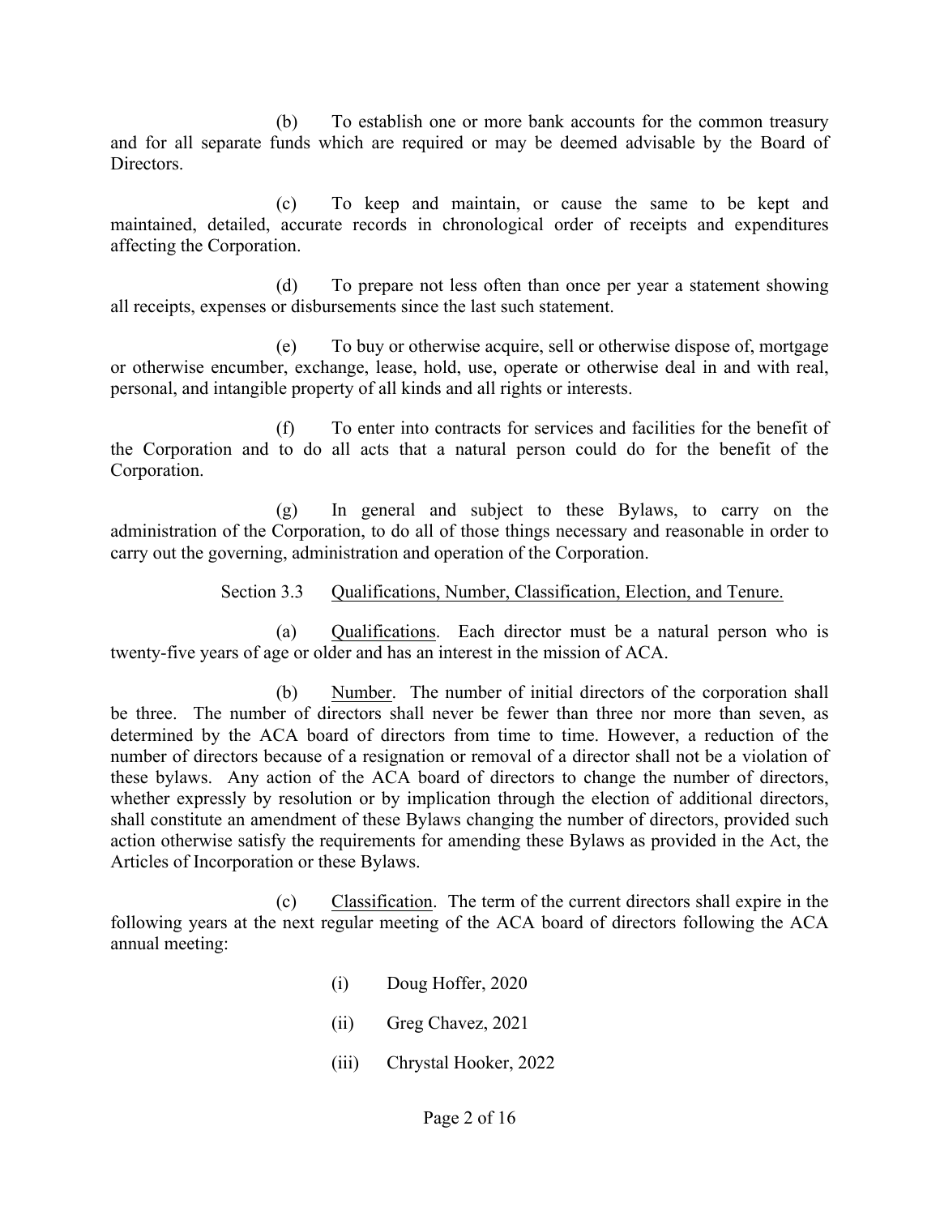(b) To establish one or more bank accounts for the common treasury and for all separate funds which are required or may be deemed advisable by the Board of Directors.

(c) To keep and maintain, or cause the same to be kept and maintained, detailed, accurate records in chronological order of receipts and expenditures affecting the Corporation.

(d) To prepare not less often than once per year a statement showing all receipts, expenses or disbursements since the last such statement.

(e) To buy or otherwise acquire, sell or otherwise dispose of, mortgage or otherwise encumber, exchange, lease, hold, use, operate or otherwise deal in and with real, personal, and intangible property of all kinds and all rights or interests.

(f) To enter into contracts for services and facilities for the benefit of the Corporation and to do all acts that a natural person could do for the benefit of the Corporation.

(g) In general and subject to these Bylaws, to carry on the administration of the Corporation, to do all of those things necessary and reasonable in order to carry out the governing, administration and operation of the Corporation.

Section 3.3 Qualifications, Number, Classification, Election, and Tenure.

(a) Qualifications. Each director must be a natural person who is twenty-five years of age or older and has an interest in the mission of ACA.

(b) Number. The number of initial directors of the corporation shall be three. The number of directors shall never be fewer than three nor more than seven, as determined by the ACA board of directors from time to time. However, a reduction of the number of directors because of a resignation or removal of a director shall not be a violation of these bylaws. Any action of the ACA board of directors to change the number of directors, whether expressly by resolution or by implication through the election of additional directors, shall constitute an amendment of these Bylaws changing the number of directors, provided such action otherwise satisfy the requirements for amending these Bylaws as provided in the Act, the Articles of Incorporation or these Bylaws.

(c) Classification. The term of the current directors shall expire in the following years at the next regular meeting of the ACA board of directors following the ACA annual meeting:

(i) Doug Hoffer, 2020

(ii) Greg Chavez, 2021

(iii) Chrystal Hooker, 2022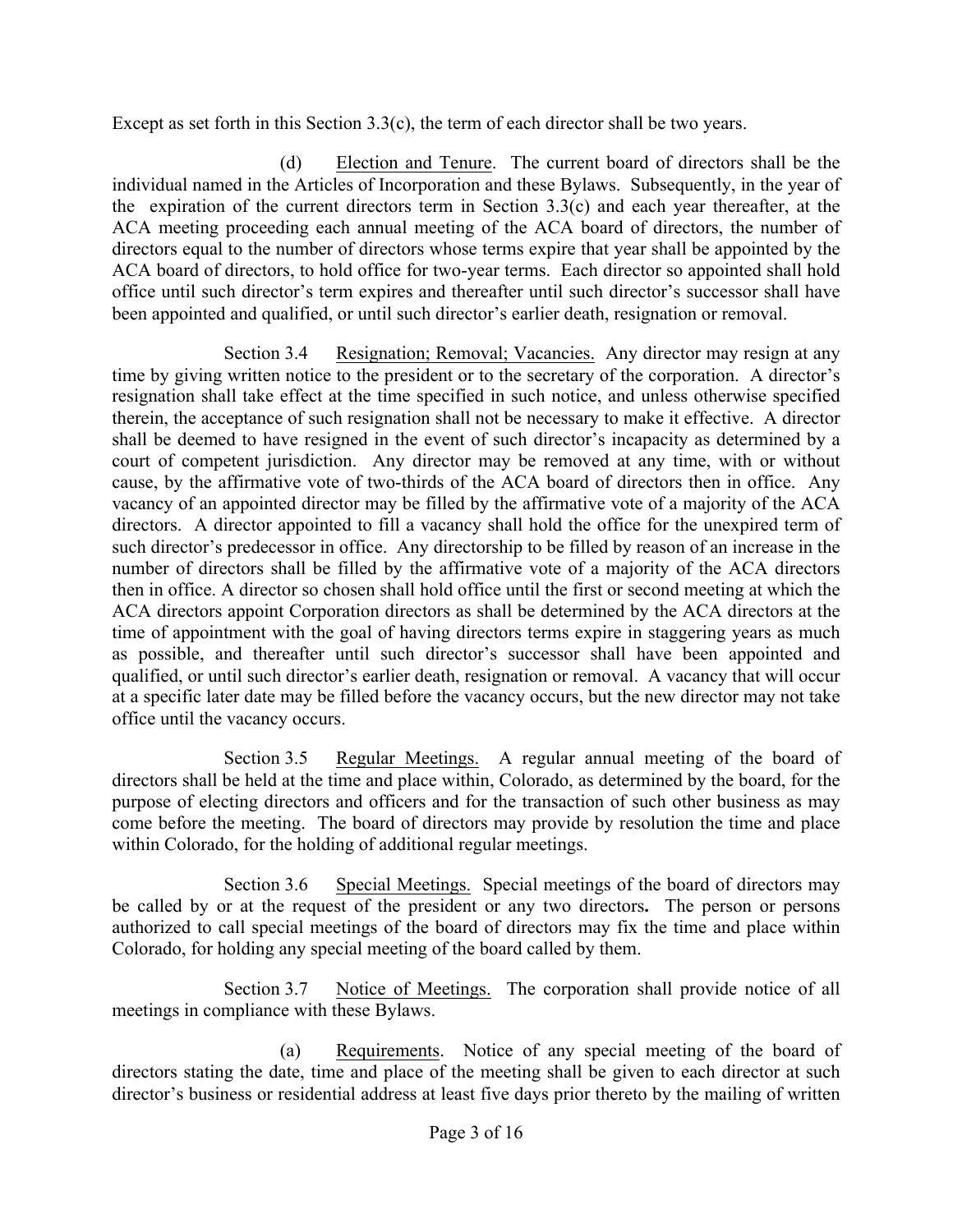Except as set forth in this Section 3.3(c), the term of each director shall be two years.

(d) Election and Tenure. The current board of directors shall be the individual named in the Articles of Incorporation and these Bylaws. Subsequently, in the year of the expiration of the current directors term in Section 3.3(c) and each year thereafter, at the ACA meeting proceeding each annual meeting of the ACA board of directors, the number of directors equal to the number of directors whose terms expire that year shall be appointed by the ACA board of directors, to hold office for two-year terms. Each director so appointed shall hold office until such director's term expires and thereafter until such director's successor shall have been appointed and qualified, or until such director's earlier death, resignation or removal.

Section 3.4 Resignation; Removal; Vacancies. Any director may resign at any time by giving written notice to the president or to the secretary of the corporation. A director's resignation shall take effect at the time specified in such notice, and unless otherwise specified therein, the acceptance of such resignation shall not be necessary to make it effective. A director shall be deemed to have resigned in the event of such director's incapacity as determined by a court of competent jurisdiction. Any director may be removed at any time, with or without cause, by the affirmative vote of two-thirds of the ACA board of directors then in office. Any vacancy of an appointed director may be filled by the affirmative vote of a majority of the ACA directors. A director appointed to fill a vacancy shall hold the office for the unexpired term of such director's predecessor in office. Any directorship to be filled by reason of an increase in the number of directors shall be filled by the affirmative vote of a majority of the ACA directors then in office. A director so chosen shall hold office until the first or second meeting at which the ACA directors appoint Corporation directors as shall be determined by the ACA directors at the time of appointment with the goal of having directors terms expire in staggering years as much as possible, and thereafter until such director's successor shall have been appointed and qualified, or until such director's earlier death, resignation or removal. A vacancy that will occur at a specific later date may be filled before the vacancy occurs, but the new director may not take office until the vacancy occurs.

Section 3.5 Regular Meetings. A regular annual meeting of the board of directors shall be held at the time and place within, Colorado, as determined by the board, for the purpose of electing directors and officers and for the transaction of such other business as may come before the meeting. The board of directors may provide by resolution the time and place within Colorado, for the holding of additional regular meetings.

Section 3.6 Special Meetings. Special meetings of the board of directors may be called by or at the request of the president or any two directors**.** The person or persons authorized to call special meetings of the board of directors may fix the time and place within Colorado, for holding any special meeting of the board called by them.

Section 3.7 Notice of Meetings. The corporation shall provide notice of all meetings in compliance with these Bylaws.

(a) Requirements. Notice of any special meeting of the board of directors stating the date, time and place of the meeting shall be given to each director at such director's business or residential address at least five days prior thereto by the mailing of written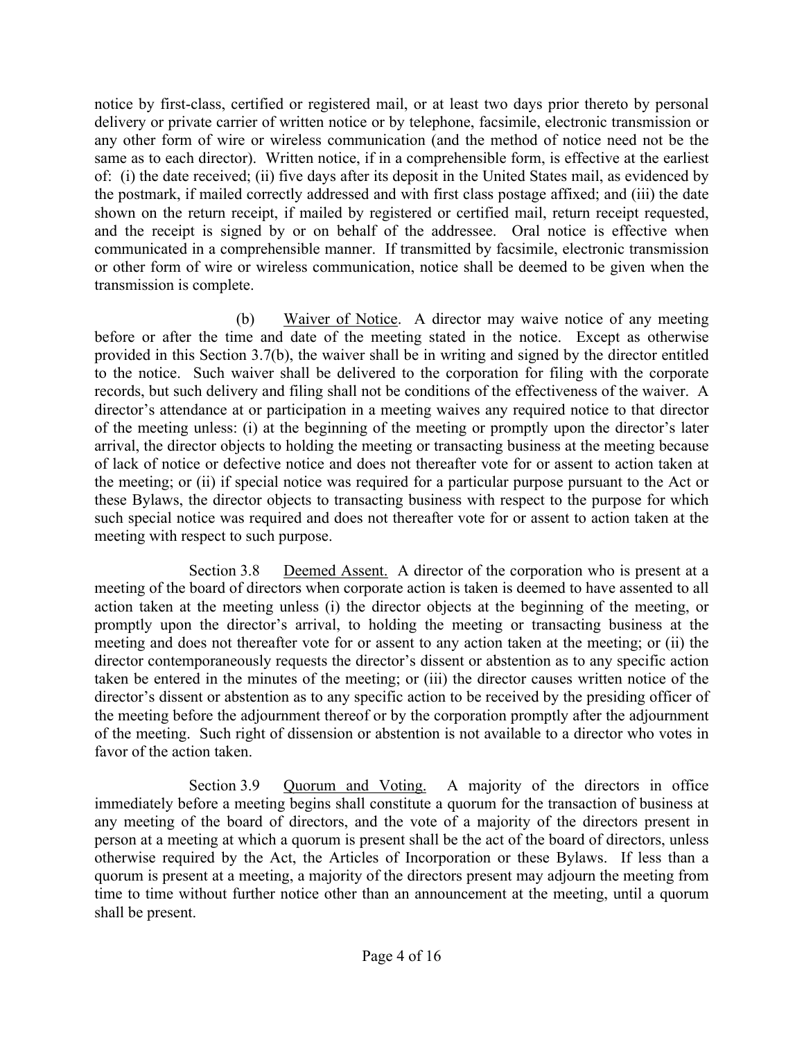notice by first-class, certified or registered mail, or at least two days prior thereto by personal delivery or private carrier of written notice or by telephone, facsimile, electronic transmission or any other form of wire or wireless communication (and the method of notice need not be the same as to each director). Written notice, if in a comprehensible form, is effective at the earliest of: (i) the date received; (ii) five days after its deposit in the United States mail, as evidenced by the postmark, if mailed correctly addressed and with first class postage affixed; and (iii) the date shown on the return receipt, if mailed by registered or certified mail, return receipt requested, and the receipt is signed by or on behalf of the addressee. Oral notice is effective when communicated in a comprehensible manner. If transmitted by facsimile, electronic transmission or other form of wire or wireless communication, notice shall be deemed to be given when the transmission is complete.

(b) Waiver of Notice. A director may waive notice of any meeting before or after the time and date of the meeting stated in the notice. Except as otherwise provided in this Section 3.7(b), the waiver shall be in writing and signed by the director entitled to the notice. Such waiver shall be delivered to the corporation for filing with the corporate records, but such delivery and filing shall not be conditions of the effectiveness of the waiver. A director's attendance at or participation in a meeting waives any required notice to that director of the meeting unless: (i) at the beginning of the meeting or promptly upon the director's later arrival, the director objects to holding the meeting or transacting business at the meeting because of lack of notice or defective notice and does not thereafter vote for or assent to action taken at the meeting; or (ii) if special notice was required for a particular purpose pursuant to the Act or these Bylaws, the director objects to transacting business with respect to the purpose for which such special notice was required and does not thereafter vote for or assent to action taken at the meeting with respect to such purpose.

Section 3.8 Deemed Assent. A director of the corporation who is present at a meeting of the board of directors when corporate action is taken is deemed to have assented to all action taken at the meeting unless (i) the director objects at the beginning of the meeting, or promptly upon the director's arrival, to holding the meeting or transacting business at the meeting and does not thereafter vote for or assent to any action taken at the meeting; or (ii) the director contemporaneously requests the director's dissent or abstention as to any specific action taken be entered in the minutes of the meeting; or (iii) the director causes written notice of the director's dissent or abstention as to any specific action to be received by the presiding officer of the meeting before the adjournment thereof or by the corporation promptly after the adjournment of the meeting. Such right of dissension or abstention is not available to a director who votes in favor of the action taken.

Section 3.9 Quorum and Voting. A majority of the directors in office immediately before a meeting begins shall constitute a quorum for the transaction of business at any meeting of the board of directors, and the vote of a majority of the directors present in person at a meeting at which a quorum is present shall be the act of the board of directors, unless otherwise required by the Act, the Articles of Incorporation or these Bylaws. If less than a quorum is present at a meeting, a majority of the directors present may adjourn the meeting from time to time without further notice other than an announcement at the meeting, until a quorum shall be present.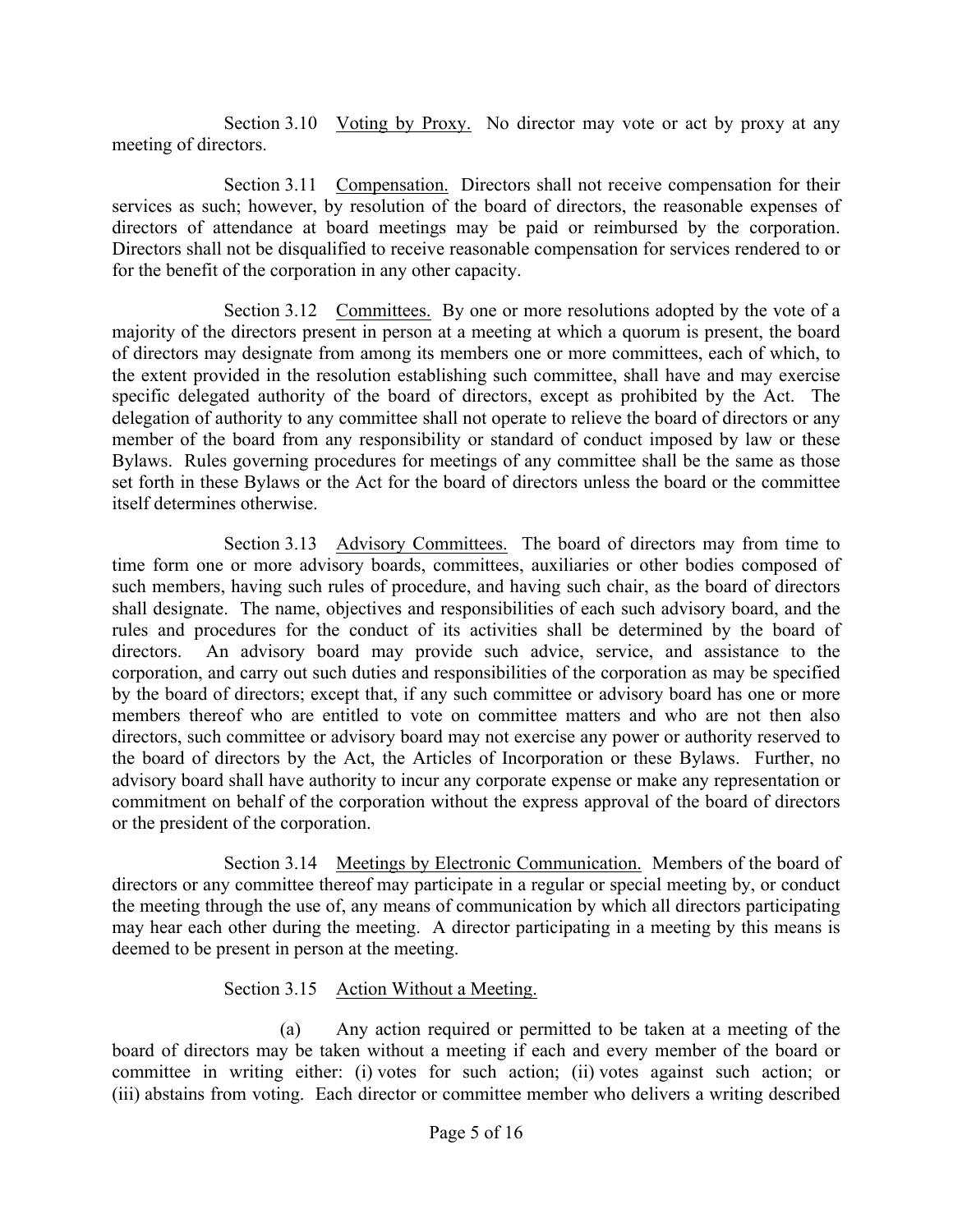Section 3.10 <u>Voting by Proxy.</u> No director may vote or act by proxy at any meeting of directors.

Section 3.11 <u>Compensation.</u> Directors shall not receive compensation for their services as such; however, by resolution of the board of directors, the reasonable expenses of directors of attendance at board meetings may be paid or reimbursed by the corporation. Directors shall not be disqualified to receive reasonable compensation for services rendered to or for the benefit of the corporation in any other capacity.

Section 3.12 <u>Committees.</u> By one or more resolutions adopted by the vote of a majority of the directors present in person at a meeting at which a quorum is present, the board of directors may designate from among its members one or more committees, each of which, to the extent provided in the resolution establishing such committee, shall have and may exercise specific delegated authority of the board of directors, except as prohibited by the Act. The delegation of authority to any committee shall not operate to relieve the board of directors or any member of the board from any responsibility or standard of conduct imposed by law or these Bylaws. Rules governing procedures for meetings of any committee shall be the same as those set forth in these Bylaws or the Act for the board of directors unless the board or the committee itself determines otherwise.

Section 3.13 <u>Advisory Committees.</u> The board of directors may from time to time form one or more advisory boards, committees, auxiliaries or other bodies composed of such members, having such rules of procedure, and having such chair, as the board of directors shall designate. The name, objectives and responsibilities of each such advisory board, and the rules and procedures for the conduct of its activities shall be determined by the board of directors. An advisory board may provide such advice, service, and assistance to the corporation, and carry out such duties and responsibilities of the corporation as may be specified by the board of directors; except that, if any such committee or advisory board has one or more members thereof who are entitled to vote on committee matters and who are not then also directors, such committee or advisory board may not exercise any power or authority reserved to the board of directors by the Act, the Articles of Incorporation or these Bylaws. Further, no advisory board shall have authority to incur any corporate expense or make any representation or commitment on behalf of the corporation without the express approval of the board of directors or the president of the corporation.

Section 3.14 <u>Meetings by Electronic Communication.</u> Members of the board of directors or any committee thereof may participate in a regular or special meeting by, or conduct the meeting through the use of, any means of communication by which all directors participating may hear each other during the meeting. A director participating in a meeting by this means is deemed to be present in person at the meeting.

Section 3.15 <u>Action Without a Meeting.</u>

(a) Any action required or permitted to be taken at a meeting of the board of directors may be taken without a meeting if each and every member of the board or committee in writing either: (i) votes for such action; (ii) votes against such action; or (iii) abstains from voting. Each director or committee member who delivers a writing described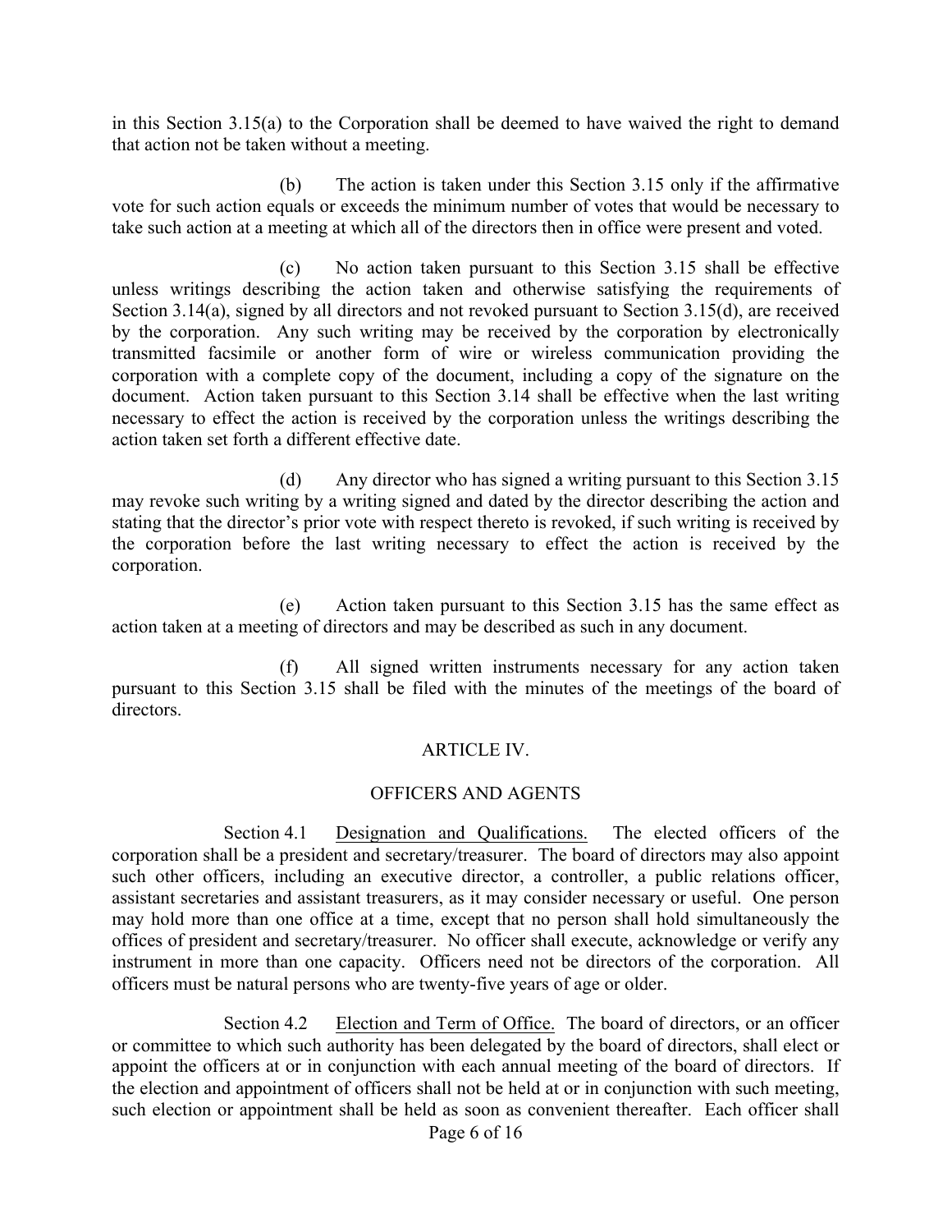in this Section 3.15(a) to the Corporation shall be deemed to have waived the right to demand that action not be taken without a meeting.

(b) The action is taken under this Section 3.15 only if the affirmative vote for such action equals or exceeds the minimum number of votes that would be necessary to take such action at a meeting at which all of the directors then in office were present and voted.

(c) No action taken pursuant to this Section 3.15 shall be effective unless writings describing the action taken and otherwise satisfying the requirements of Section 3.14(a), signed by all directors and not revoked pursuant to Section 3.15(d), are received by the corporation. Any such writing may be received by the corporation by electronically transmitted facsimile or another form of wire or wireless communication providing the corporation with a complete copy of the document, including a copy of the signature on the document. Action taken pursuant to this Section 3.14 shall be effective when the last writing necessary to effect the action is received by the corporation unless the writings describing the action taken set forth a different effective date.

(d) Any director who has signed a writing pursuant to this Section 3.15 may revoke such writing by a writing signed and dated by the director describing the action and stating that the director's prior vote with respect thereto is revoked, if such writing is received by the corporation before the last writing necessary to effect the action is received by the corporation.

(e) Action taken pursuant to this Section 3.15 has the same effect as action taken at a meeting of directors and may be described as such in any document.

(f) All signed written instruments necessary for any action taken pursuant to this Section 3.15 shall be filed with the minutes of the meetings of the board of directors.

## ARTICLE IV.

## OFFICERS AND AGENTS

Section 4.1 Designation and Qualifications. The elected officers of the corporation shall be a president and secretary/treasurer. The board of directors may also appoint such other officers, including an executive director, a controller, a public relations officer, assistant secretaries and assistant treasurers, as it may consider necessary or useful. One person may hold more than one office at a time, except that no person shall hold simultaneously the offices of president and secretary/treasurer. No officer shall execute, acknowledge or verify any instrument in more than one capacity. Officers need not be directors of the corporation. All officers must be natural persons who are twenty-five years of age or older.

Section 4.2 Election and Term of Office. The board of directors, or an officer or committee to which such authority has been delegated by the board of directors, shall elect or appoint the officers at or in conjunction with each annual meeting of the board of directors. If the election and appointment of officers shall not be held at or in conjunction with such meeting, such election or appointment shall be held as soon as convenient thereafter. Each officer shall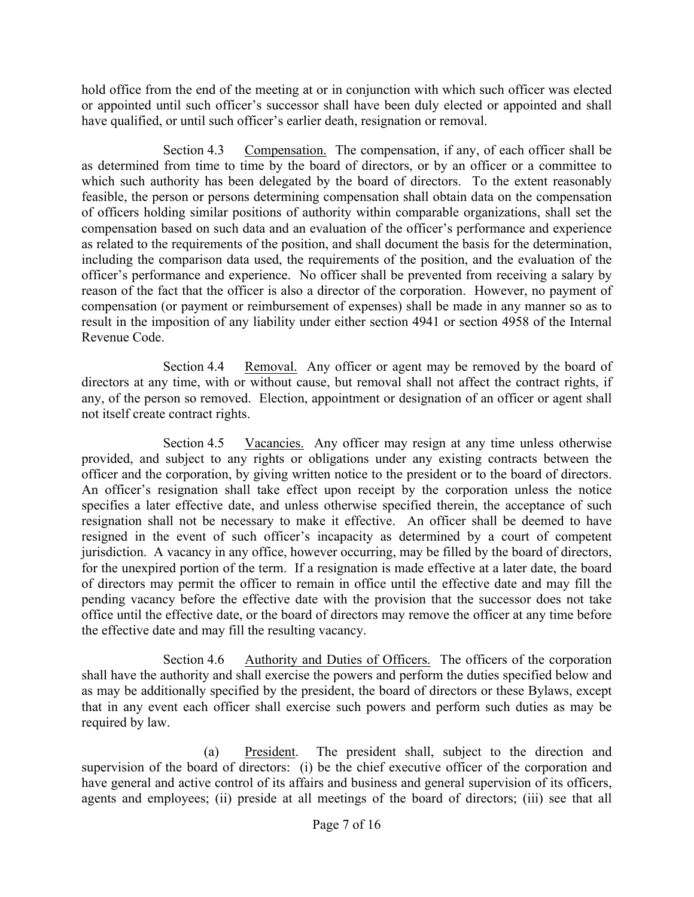hold office from the end of the meeting at or in conjunction with which such officer was elected or appointed until such officer's successor shall have been duly elected or appointed and shall have qualified, or until such officer's earlier death, resignation or removal.

Section 4.3 Compensation. The compensation, if any, of each officer shall be as determined from time to time by the board of directors, or by an officer or a committee to which such authority has been delegated by the board of directors. To the extent reasonably feasible, the person or persons determining compensation shall obtain data on the compensation of officers holding similar positions of authority within comparable organizations, shall set the compensation based on such data and an evaluation of the officer's performance and experience as related to the requirements of the position, and shall document the basis for the determination, including the comparison data used, the requirements of the position, and the evaluation of the officer's performance and experience. No officer shall be prevented from receiving a salary by reason of the fact that the officer is also a director of the corporation. However, no payment of compensation (or payment or reimbursement of expenses) shall be made in any manner so as to result in the imposition of any liability under either section 4941 or section 4958 of the Internal Revenue Code.

Section 4.4 Removal. Any officer or agent may be removed by the board of directors at any time, with or without cause, but removal shall not affect the contract rights, if any, of the person so removed. Election, appointment or designation of an officer or agent shall not itself create contract rights.

Section 4.5 Vacancies. Any officer may resign at any time unless otherwise provided, and subject to any rights or obligations under any existing contracts between the officer and the corporation, by giving written notice to the president or to the board of directors. An officer's resignation shall take effect upon receipt by the corporation unless the notice specifies a later effective date, and unless otherwise specified therein, the acceptance of such resignation shall not be necessary to make it effective. An officer shall be deemed to have resigned in the event of such officer's incapacity as determined by a court of competent jurisdiction. A vacancy in any office, however occurring, may be filled by the board of directors, for the unexpired portion of the term. If a resignation is made effective at a later date, the board of directors may permit the officer to remain in office until the effective date and may fill the pending vacancy before the effective date with the provision that the successor does not take office until the effective date, or the board of directors may remove the officer at any time before the effective date and may fill the resulting vacancy.

Section 4.6 Authority and Duties of Officers. The officers of the corporation shall have the authority and shall exercise the powers and perform the duties specified below and as may be additionally specified by the president, the board of directors or these Bylaws, except that in any event each officer shall exercise such powers and perform such duties as may be required by law.

(a) President. The president shall, subject to the direction and supervision of the board of directors: (i) be the chief executive officer of the corporation and have general and active control of its affairs and business and general supervision of its officers, agents and employees; (ii) preside at all meetings of the board of directors; (iii) see that all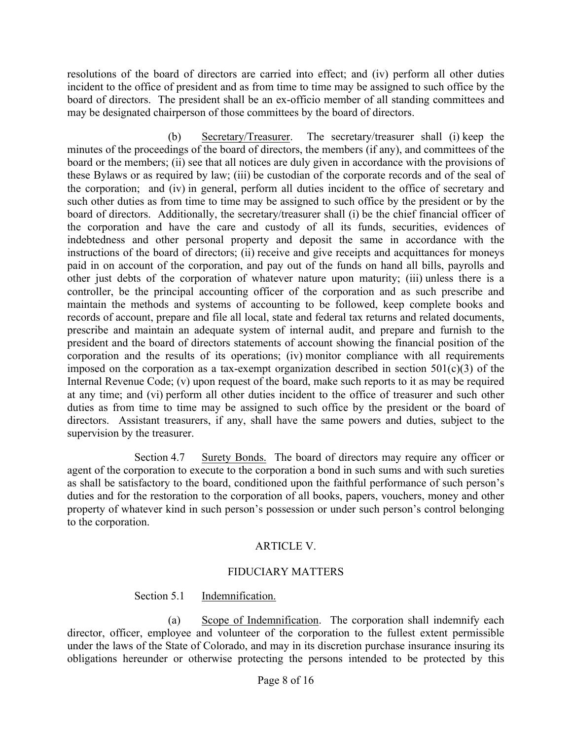resolutions of the board of directors are carried into effect; and (iv) perform all other duties incident to the office of president and as from time to time may be assigned to such office by the board of directors. The president shall be an ex-officio member of all standing committees and may be designated chairperson of those committees by the board of directors.

(b) Secretary/Treasurer. The secretary/treasurer shall (i) keep the minutes of the proceedings of the board of directors, the members (if any), and committees of the board or the members; (ii) see that all notices are duly given in accordance with the provisions of these Bylaws or as required by law; (iii) be custodian of the corporate records and of the seal of the corporation; and (iv) in general, perform all duties incident to the office of secretary and such other duties as from time to time may be assigned to such office by the president or by the board of directors. Additionally, the secretary/treasurer shall (i) be the chief financial officer of the corporation and have the care and custody of all its funds, securities, evidences of indebtedness and other personal property and deposit the same in accordance with the instructions of the board of directors; (ii) receive and give receipts and acquittances for moneys paid in on account of the corporation, and pay out of the funds on hand all bills, payrolls and other just debts of the corporation of whatever nature upon maturity; (iii) unless there is a controller, be the principal accounting officer of the corporation and as such prescribe and maintain the methods and systems of accounting to be followed, keep complete books and records of account, prepare and file all local, state and federal tax returns and related documents, prescribe and maintain an adequate system of internal audit, and prepare and furnish to the president and the board of directors statements of account showing the financial position of the corporation and the results of its operations; (iv) monitor compliance with all requirements imposed on the corporation as a tax-exempt organization described in section 501(c)(3) of the Internal Revenue Code; (v) upon request of the board, make such reports to it as may be required at any time; and (vi) perform all other duties incident to the office of treasurer and such other duties as from time to time may be assigned to such office by the president or the board of directors. Assistant treasurers, if any, shall have the same powers and duties, subject to the supervision by the treasurer.

Section 4.7 Surety Bonds. The board of directors may require any officer or agent of the corporation to execute to the corporation a bond in such sums and with such sureties as shall be satisfactory to the board, conditioned upon the faithful performance of such person's duties and for the restoration to the corporation of all books, papers, vouchers, money and other property of whatever kind in such person's possession or under such person's control belonging to the corporation.

## ARTICLE V.

## FIDUCIARY MATTERS

Section 5.1 Indemnification.

(a) Scope of Indemnification. The corporation shall indemnify each director, officer, employee and volunteer of the corporation to the fullest extent permissible under the laws of the State of Colorado, and may in its discretion purchase insurance insuring its obligations hereunder or otherwise protecting the persons intended to be protected by this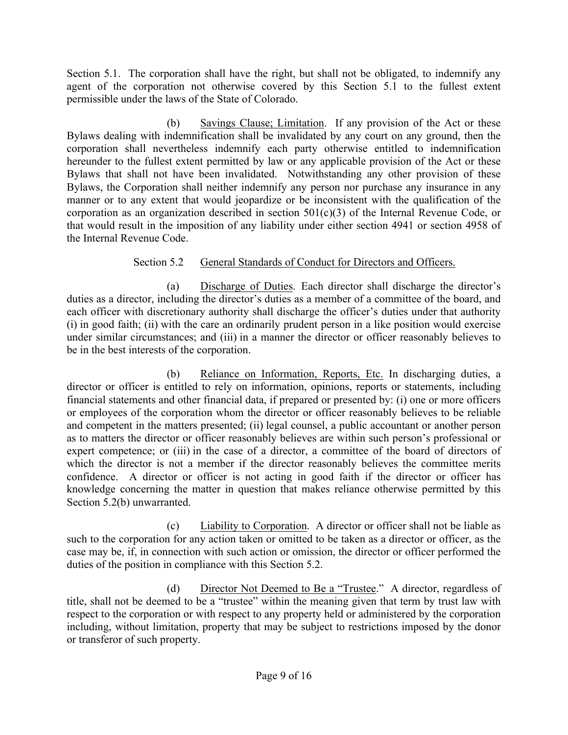Section 5.1. The corporation shall have the right, but shall not be obligated, to indemnify any agent of the corporation not otherwise covered by this Section 5.1 to the fullest extent permissible under the laws of the State of Colorado.

(b) Savings Clause; Limitation. If any provision of the Act or these Bylaws dealing with indemnification shall be invalidated by any court on any ground, then the corporation shall nevertheless indemnify each party otherwise entitled to indemnification hereunder to the fullest extent permitted by law or any applicable provision of the Act or these Bylaws that shall not have been invalidated. Notwithstanding any other provision of these Bylaws, the Corporation shall neither indemnify any person nor purchase any insurance in any manner or to any extent that would jeopardize or be inconsistent with the qualification of the corporation as an organization described in section 501(c)(3) of the Internal Revenue Code, or that would result in the imposition of any liability under either section 4941 or section 4958 of the Internal Revenue Code.

Section 5.2 General Standards of Conduct for Directors and Officers.

(a) Discharge of Duties. Each director shall discharge the director's duties as a director, including the director's duties as a member of a committee of the board, and each officer with discretionary authority shall discharge the officer's duties under that authority (i) in good faith; (ii) with the care an ordinarily prudent person in a like position would exercise under similar circumstances; and (iii) in a manner the director or officer reasonably believes to be in the best interests of the corporation.

(b) Reliance on Information, Reports, Etc. In discharging duties, a director or officer is entitled to rely on information, opinions, reports or statements, including financial statements and other financial data, if prepared or presented by: (i) one or more officers or employees of the corporation whom the director or officer reasonably believes to be reliable and competent in the matters presented; (ii) legal counsel, a public accountant or another person as to matters the director or officer reasonably believes are within such person's professional or expert competence; or (iii) in the case of a director, a committee of the board of directors of which the director is not a member if the director reasonably believes the committee merits confidence. A director or officer is not acting in good faith if the director or officer has knowledge concerning the matter in question that makes reliance otherwise permitted by this Section 5.2(b) unwarranted.

(c) Liability to Corporation. A director or officer shall not be liable as such to the corporation for any action taken or omitted to be taken as a director or officer, as the case may be, if, in connection with such action or omission, the director or officer performed the duties of the position in compliance with this Section 5.2.

(d) Director Not Deemed to Be a "Trustee." A director, regardless of title, shall not be deemed to be a "trustee" within the meaning given that term by trust law with respect to the corporation or with respect to any property held or administered by the corporation including, without limitation, property that may be subject to restrictions imposed by the donor or transferor of such property.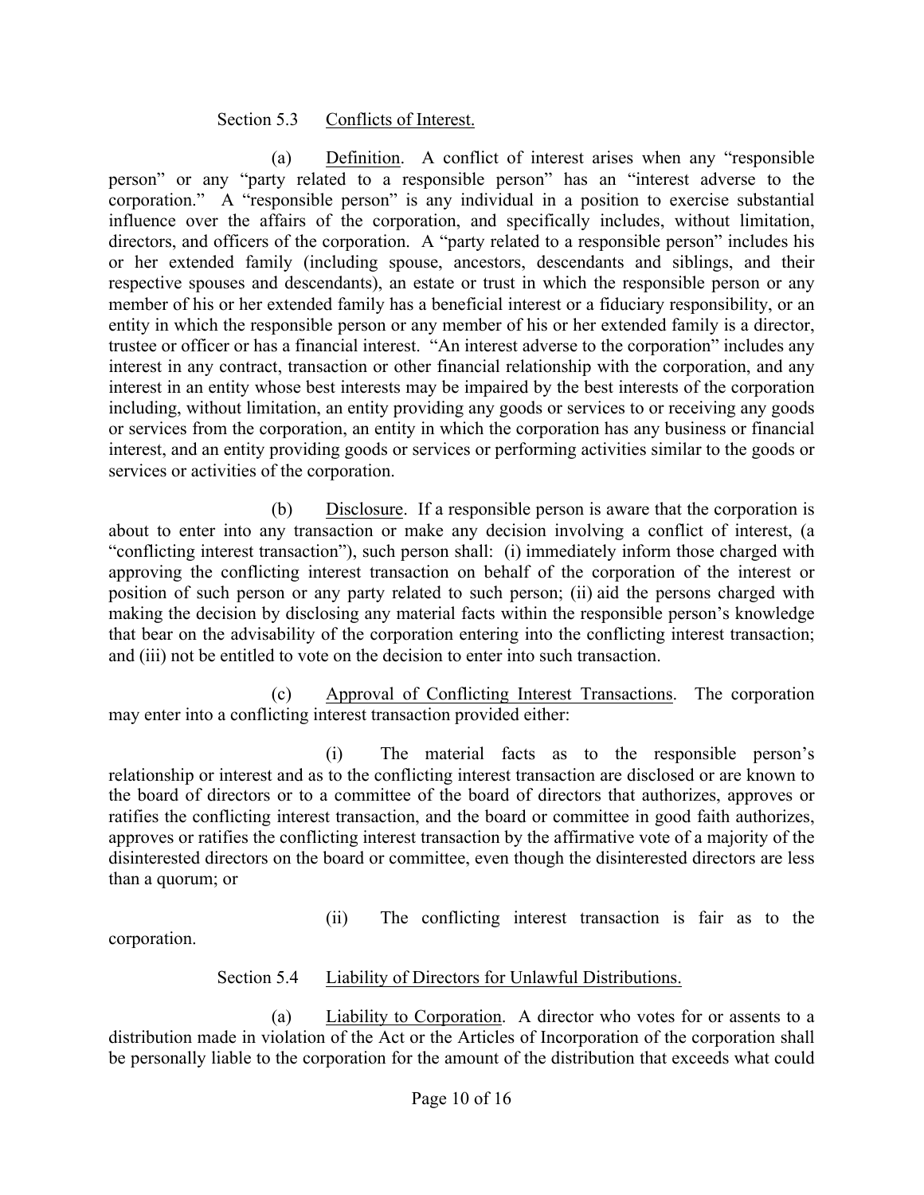### Section 5.3 Conflicts of Interest.

(a) Definition. A conflict of interest arises when any "responsible person" or any "party related to a responsible person" has an "interest adverse to the corporation." A "responsible person" is any individual in a position to exercise substantial influence over the affairs of the corporation, and specifically includes, without limitation, directors, and officers of the corporation. A "party related to a responsible person" includes his or her extended family (including spouse, ancestors, descendants and siblings, and their respective spouses and descendants), an estate or trust in which the responsible person or any member of his or her extended family has a beneficial interest or a fiduciary responsibility, or an entity in which the responsible person or any member of his or her extended family is a director, trustee or officer or has a financial interest. "An interest adverse to the corporation" includes any interest in any contract, transaction or other financial relationship with the corporation, and any interest in an entity whose best interests may be impaired by the best interests of the corporation including, without limitation, an entity providing any goods or services to or receiving any goods or services from the corporation, an entity in which the corporation has any business or financial interest, and an entity providing goods or services or performing activities similar to the goods or services or activities of the corporation.

(b) Disclosure. If a responsible person is aware that the corporation is about to enter into any transaction or make any decision involving a conflict of interest, (a "conflicting interest transaction"), such person shall: (i) immediately inform those charged with approving the conflicting interest transaction on behalf of the corporation of the interest or position of such person or any party related to such person; (ii) aid the persons charged with making the decision by disclosing any material facts within the responsible person's knowledge that bear on the advisability of the corporation entering into the conflicting interest transaction; and (iii) not be entitled to vote on the decision to enter into such transaction.

(c) Approval of Conflicting Interest Transactions. The corporation may enter into a conflicting interest transaction provided either:

(i) The material facts as to the responsible person's relationship or interest and as to the conflicting interest transaction are disclosed or are known to the board of directors or to a committee of the board of directors that authorizes, approves or ratifies the conflicting interest transaction, and the board or committee in good faith authorizes, approves or ratifies the conflicting interest transaction by the affirmative vote of a majority of the disinterested directors on the board or committee, even though the disinterested directors are less than a quorum; or

(ii) The conflicting interest transaction is fair as to the corporation.

### Section 5.4 Liability of Directors for Unlawful Distributions.

(a) Liability to Corporation. A director who votes for or assents to a distribution made in violation of the Act or the Articles of Incorporation of the corporation shall be personally liable to the corporation for the amount of the distribution that exceeds what could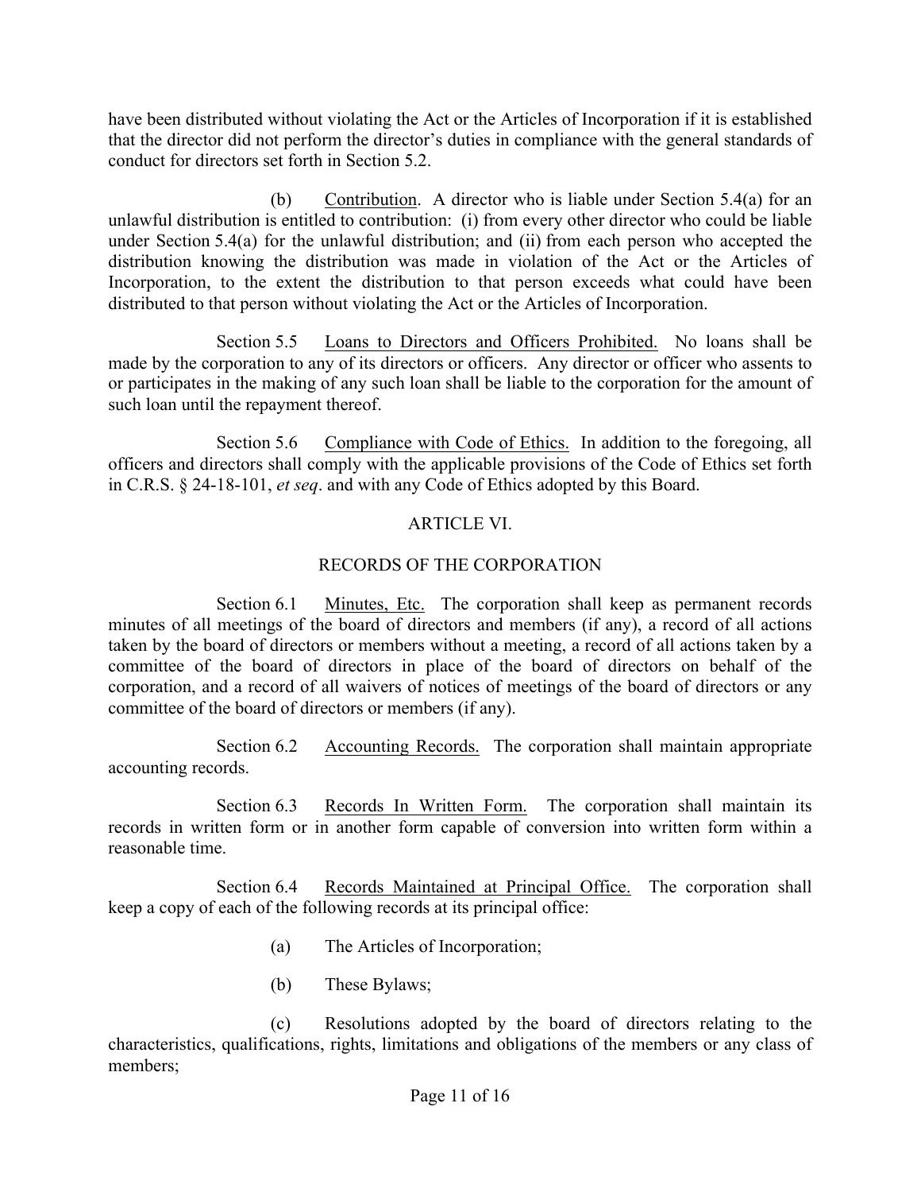have been distributed without violating the Act or the Articles of Incorporation if it is established that the director did not perform the director's duties in compliance with the general standards of conduct for directors set forth in Section 5.2.

(b) Contribution. A director who is liable under Section 5.4(a) for an unlawful distribution is entitled to contribution: (i) from every other director who could be liable under Section 5.4(a) for the unlawful distribution; and (ii) from each person who accepted the distribution knowing the distribution was made in violation of the Act or the Articles of Incorporation, to the extent the distribution to that person exceeds what could have been distributed to that person without violating the Act or the Articles of Incorporation.

Section 5.5 Loans to Directors and Officers Prohibited. No loans shall be made by the corporation to any of its directors or officers. Any director or officer who assents to or participates in the making of any such loan shall be liable to the corporation for the amount of such loan until the repayment thereof.

Section 5.6 Compliance with Code of Ethics. In addition to the foregoing, all officers and directors shall comply with the applicable provisions of the Code of Ethics set forth in C.R.S. § 24-18-101, *et seq*. and with any Code of Ethics adopted by this Board.

## ARTICLE VI.

## RECORDS OF THE CORPORATION

Section 6.1 Minutes, Etc. The corporation shall keep as permanent records minutes of all meetings of the board of directors and members (if any), a record of all actions taken by the board of directors or members without a meeting, a record of all actions taken by a committee of the board of directors in place of the board of directors on behalf of the corporation, and a record of all waivers of notices of meetings of the board of directors or any committee of the board of directors or members (if any).

Section 6.2 Accounting Records. The corporation shall maintain appropriate accounting records.

Section 6.3 Records In Written Form. The corporation shall maintain its records in written form or in another form capable of conversion into written form within a reasonable time.

Section 6.4 Records Maintained at Principal Office. The corporation shall keep a copy of each of the following records at its principal office:

(a) The Articles of Incorporation;

(b) These Bylaws;

(c) Resolutions adopted by the board of directors relating to the characteristics, qualifications, rights, limitations and obligations of the members or any class of members;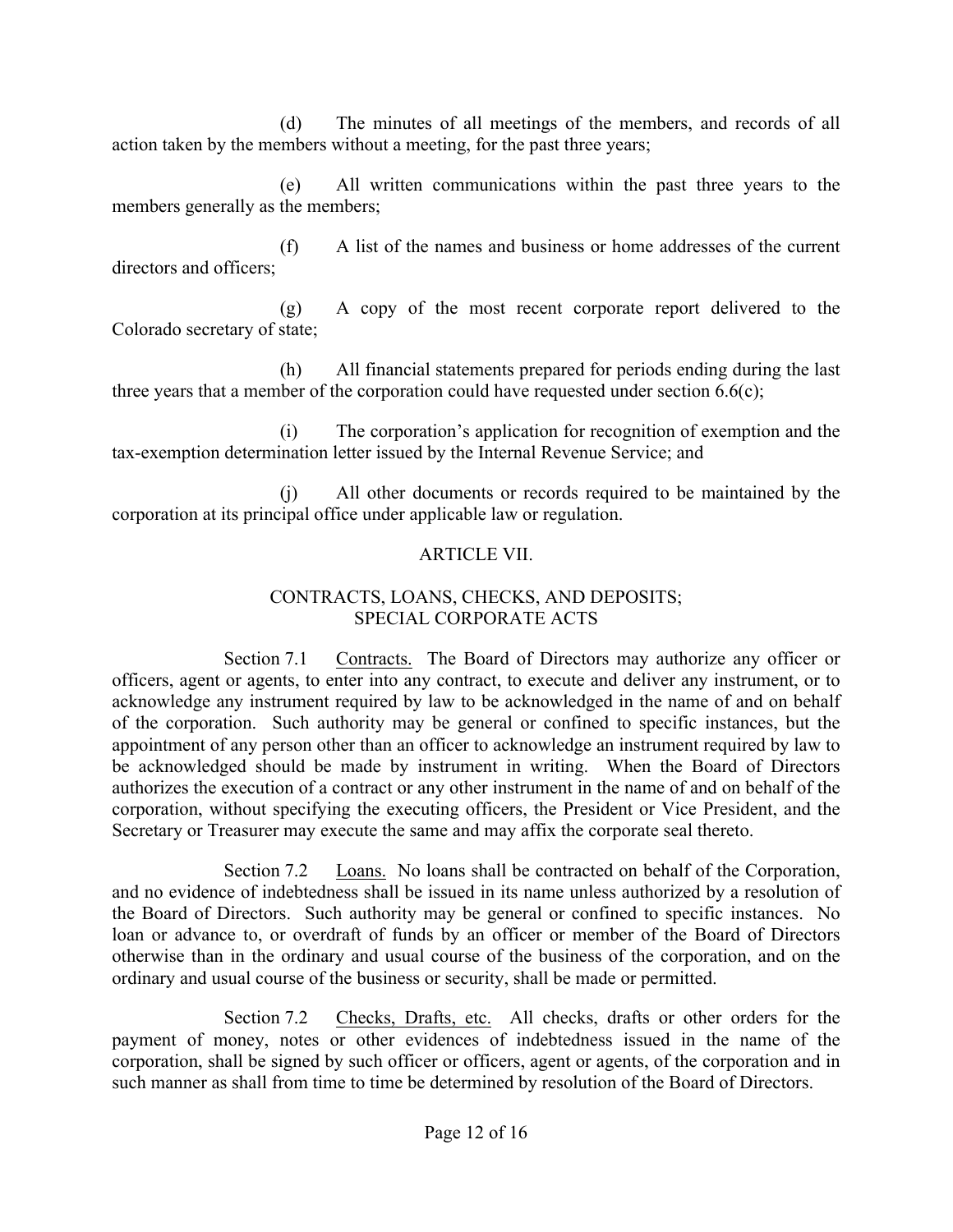(d) The minutes of all meetings of the members, and records of all action taken by the members without a meeting, for the past three years;

(e) All written communications within the past three years to the members generally as the members;

(f) A list of the names and business or home addresses of the current directors and officers;

(g) A copy of the most recent corporate report delivered to the Colorado secretary of state;

(h) All financial statements prepared for periods ending during the last three years that a member of the corporation could have requested under section 6.6(c);

(i) The corporation's application for recognition of exemption and the tax-exemption determination letter issued by the Internal Revenue Service; and

(j) All other documents or records required to be maintained by the corporation at its principal office under applicable law or regulation.

## ARTICLE VII.

## CONTRACTS, LOANS, CHECKS, AND DEPOSITS; SPECIAL CORPORATE ACTS

Section 7.1 Contracts. The Board of Directors may authorize any officer or officers, agent or agents, to enter into any contract, to execute and deliver any instrument, or to acknowledge any instrument required by law to be acknowledged in the name of and on behalf of the corporation. Such authority may be general or confined to specific instances, but the appointment of any person other than an officer to acknowledge an instrument required by law to be acknowledged should be made by instrument in writing. When the Board of Directors authorizes the execution of a contract or any other instrument in the name of and on behalf of the corporation, without specifying the executing officers, the President or Vice President, and the Secretary or Treasurer may execute the same and may affix the corporate seal thereto.

Section 7.2 Loans. No loans shall be contracted on behalf of the Corporation, and no evidence of indebtedness shall be issued in its name unless authorized by a resolution of the Board of Directors. Such authority may be general or confined to specific instances. No loan or advance to, or overdraft of funds by an officer or member of the Board of Directors otherwise than in the ordinary and usual course of the business of the corporation, and on the ordinary and usual course of the business or security, shall be made or permitted.

Section 7.2 Checks, Drafts, etc. All checks, drafts or other orders for the payment of money, notes or other evidences of indebtedness issued in the name of the corporation, shall be signed by such officer or officers, agent or agents, of the corporation and in such manner as shall from time to time be determined by resolution of the Board of Directors.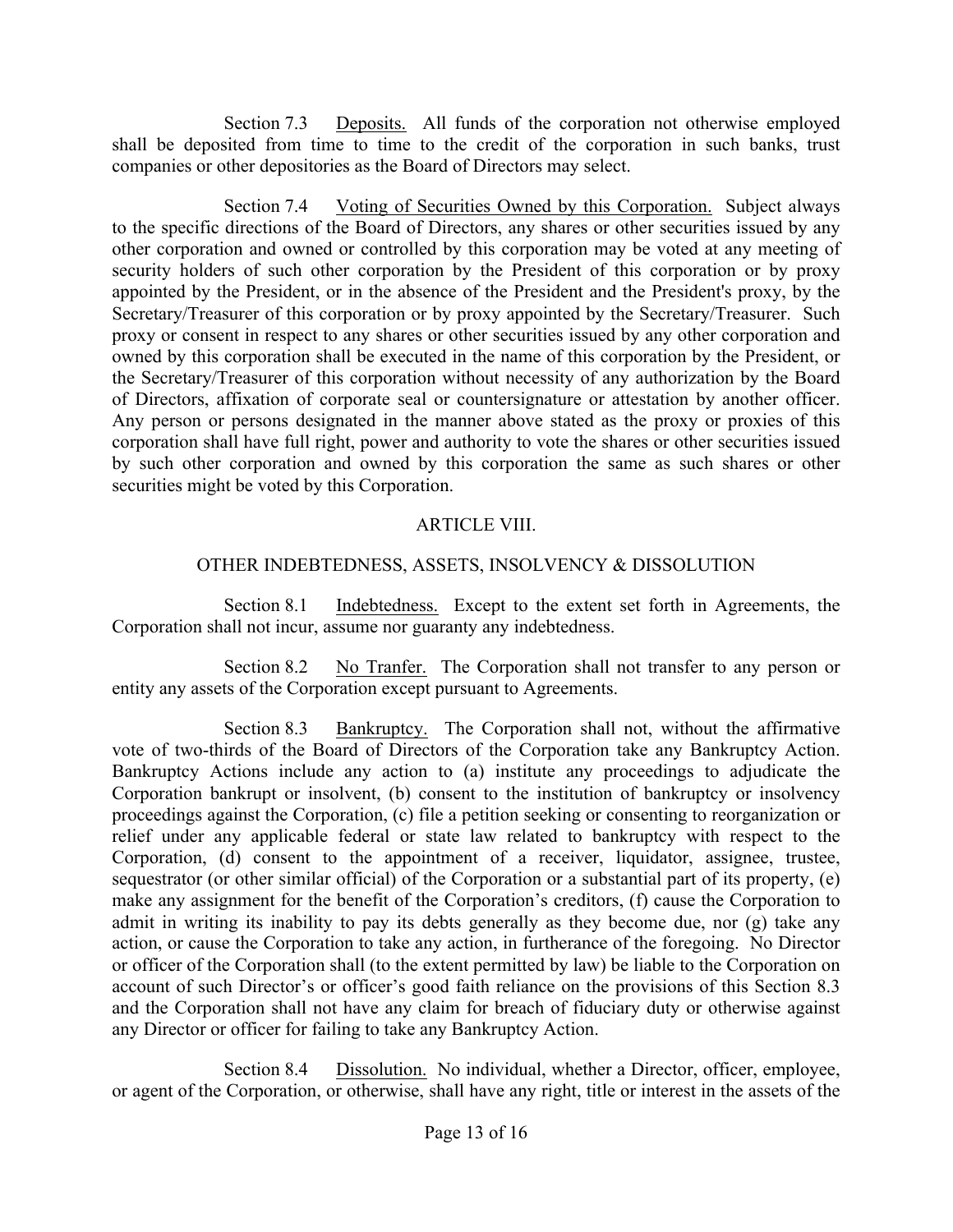Section 7.3 Deposits. All funds of the corporation not otherwise employed shall be deposited from time to time to the credit of the corporation in such banks, trust companies or other depositories as the Board of Directors may select.

Section 7.4 Voting of Securities Owned by this Corporation. Subject always to the specific directions of the Board of Directors, any shares or other securities issued by any other corporation and owned or controlled by this corporation may be voted at any meeting of security holders of such other corporation by the President of this corporation or by proxy appointed by the President, or in the absence of the President and the President's proxy, by the Secretary/Treasurer of this corporation or by proxy appointed by the Secretary/Treasurer. Such proxy or consent in respect to any shares or other securities issued by any other corporation and owned by this corporation shall be executed in the name of this corporation by the President, or the Secretary/Treasurer of this corporation without necessity of any authorization by the Board of Directors, affixation of corporate seal or countersignature or attestation by another officer. Any person or persons designated in the manner above stated as the proxy or proxies of this corporation shall have full right, power and authority to vote the shares or other securities issued by such other corporation and owned by this corporation the same as such shares or other securities might be voted by this Corporation.

## ARTICLE VIII.

## OTHER INDEBTEDNESS, ASSETS, INSOLVENCY & DISSOLUTION

Section 8.1 Indebtedness. Except to the extent set forth in Agreements, the Corporation shall not incur, assume nor guaranty any indebtedness.

Section 8.2 No Tranfer. The Corporation shall not transfer to any person or entity any assets of the Corporation except pursuant to Agreements.

Section 8.3 Bankruptcy. The Corporation shall not, without the affirmative vote of two-thirds of the Board of Directors of the Corporation take any Bankruptcy Action. Bankruptcy Actions include any action to (a) institute any proceedings to adjudicate the Corporation bankrupt or insolvent, (b) consent to the institution of bankruptcy or insolvency proceedings against the Corporation, (c) file a petition seeking or consenting to reorganization or relief under any applicable federal or state law related to bankruptcy with respect to the Corporation, (d) consent to the appointment of a receiver, liquidator, assignee, trustee, sequestrator (or other similar official) of the Corporation or a substantial part of its property, (e) make any assignment for the benefit of the Corporation's creditors, (f) cause the Corporation to admit in writing its inability to pay its debts generally as they become due, nor (g) take any action, or cause the Corporation to take any action, in furtherance of the foregoing. No Director or officer of the Corporation shall (to the extent permitted by law) be liable to the Corporation on account of such Director's or officer's good faith reliance on the provisions of this Section 8.3 and the Corporation shall not have any claim for breach of fiduciary duty or otherwise against any Director or officer for failing to take any Bankruptcy Action.

Section 8.4 Dissolution. No individual, whether a Director, officer, employee, or agent of the Corporation, or otherwise, shall have any right, title or interest in the assets of the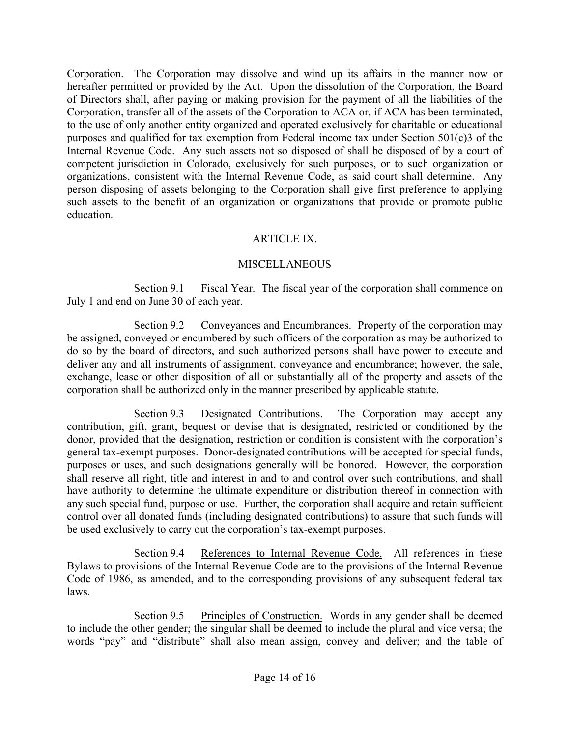Corporation. The Corporation may dissolve and wind up its affairs in the manner now or hereafter permitted or provided by the Act. Upon the dissolution of the Corporation, the Board of Directors shall, after paying or making provision for the payment of all the liabilities of the Corporation, transfer all of the assets of the Corporation to ACA or, if ACA has been terminated, to the use of only another entity organized and operated exclusively for charitable or educational purposes and qualified for tax exemption from Federal income tax under Section 501(c)3 of the Internal Revenue Code. Any such assets not so disposed of shall be disposed of by a court of competent jurisdiction in Colorado, exclusively for such purposes, or to such organization or organizations, consistent with the Internal Revenue Code, as said court shall determine. Any person disposing of assets belonging to the Corporation shall give first preference to applying such assets to the benefit of an organization or organizations that provide or promote public education.

## ARTICLE IX.

## MISCELLANEOUS

Section 9.1 Fiscal Year. The fiscal year of the corporation shall commence on July 1 and end on June 30 of each year.

Section 9.2 Conveyances and Encumbrances. Property of the corporation may be assigned, conveyed or encumbered by such officers of the corporation as may be authorized to do so by the board of directors, and such authorized persons shall have power to execute and deliver any and all instruments of assignment, conveyance and encumbrance; however, the sale, exchange, lease or other disposition of all or substantially all of the property and assets of the corporation shall be authorized only in the manner prescribed by applicable statute.

Section 9.3 Designated Contributions. The Corporation may accept any contribution, gift, grant, bequest or devise that is designated, restricted or conditioned by the donor, provided that the designation, restriction or condition is consistent with the corporation's general tax-exempt purposes. Donor-designated contributions will be accepted for special funds, purposes or uses, and such designations generally will be honored. However, the corporation shall reserve all right, title and interest in and to and control over such contributions, and shall have authority to determine the ultimate expenditure or distribution thereof in connection with any such special fund, purpose or use. Further, the corporation shall acquire and retain sufficient control over all donated funds (including designated contributions) to assure that such funds will be used exclusively to carry out the corporation's tax-exempt purposes.

Section 9.4 References to Internal Revenue Code. All references in these Bylaws to provisions of the Internal Revenue Code are to the provisions of the Internal Revenue Code of 1986, as amended, and to the corresponding provisions of any subsequent federal tax laws.

Section 9.5 Principles of Construction. Words in any gender shall be deemed to include the other gender; the singular shall be deemed to include the plural and vice versa; the words "pay" and "distribute" shall also mean assign, convey and deliver; and the table of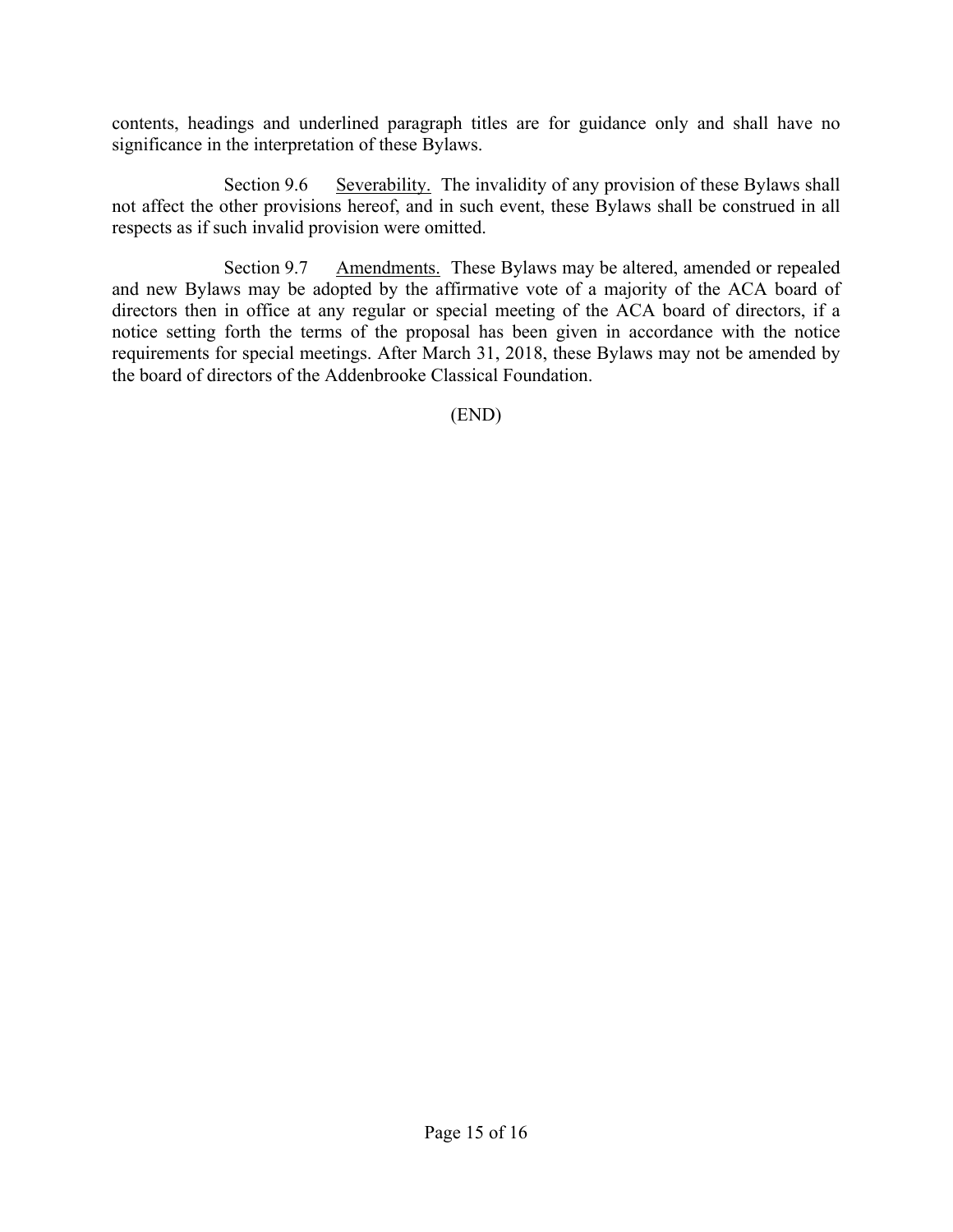contents, headings and underlined paragraph titles are for guidance only and shall have no significance in the interpretation of these Bylaws.

Section 9.6 Severability. The invalidity of any provision of these Bylaws shall not affect the other provisions hereof, and in such event, these Bylaws shall be construed in all respects as if such invalid provision were omitted.

Section 9.7 Amendments. These Bylaws may be altered, amended or repealed and new Bylaws may be adopted by the affirmative vote of a majority of the ACA board of directors then in office at any regular or special meeting of the ACA board of directors, if a notice setting forth the terms of the proposal has been given in accordance with the notice requirements for special meetings. After March 31, 2018, these Bylaws may not be amended by the board of directors of the Addenbrooke Classical Foundation.

(END)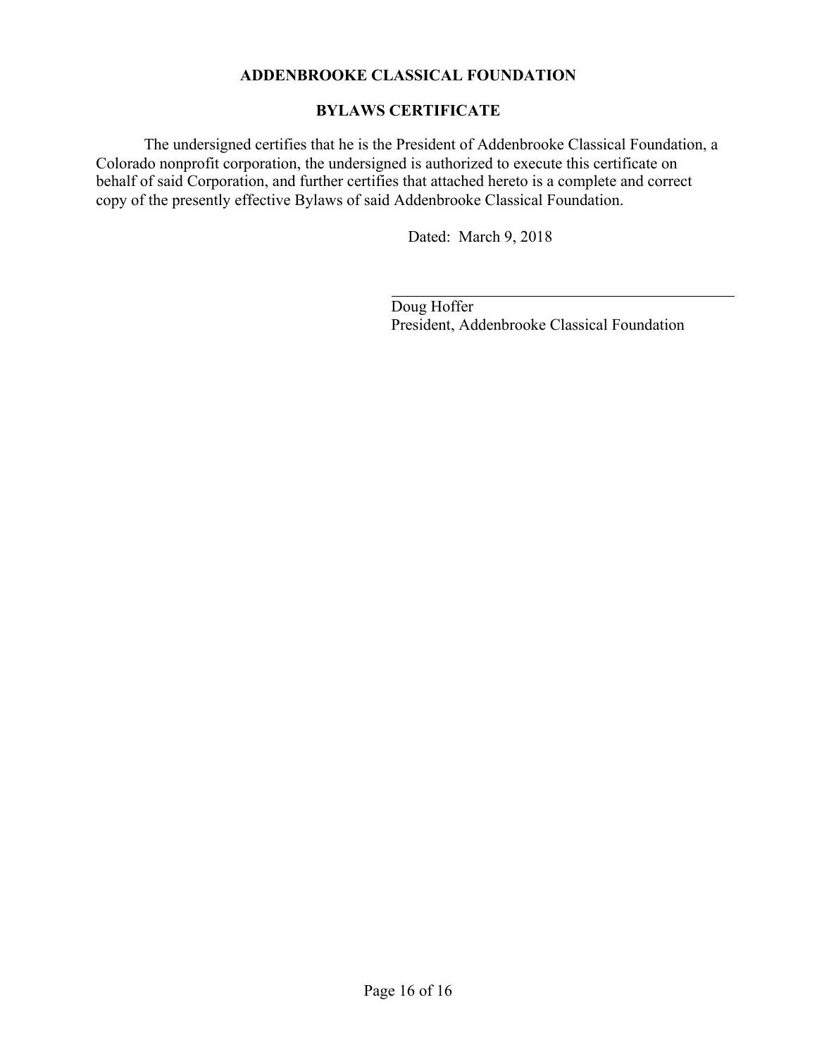**ADDENBROOKE CLASSICAL FOUNDATION**

**BYLAWS CERTIFICATE**

The undersigned certifies that he is the President of Addenbrooke Classical Foundation, a Colorado nonprofit corporation, the undersigned is authorized to execute this certificate on behalf of said Corporation, and further certifies that attached hereto is a complete and correct copy of the presently effective Bylaws of said Addenbrooke Classical Foundation.

Dated: March 9, 2018

\_\_\_\_\_\_\_\_\_\_\_\_\_\_\_\_\_\_\_\_\_\_\_\_\_\_\_\_\_\_\_\_\_\_\_\_\_\_\_\_

Doug Hoffer
President, Addenbrooke Classical Foundation